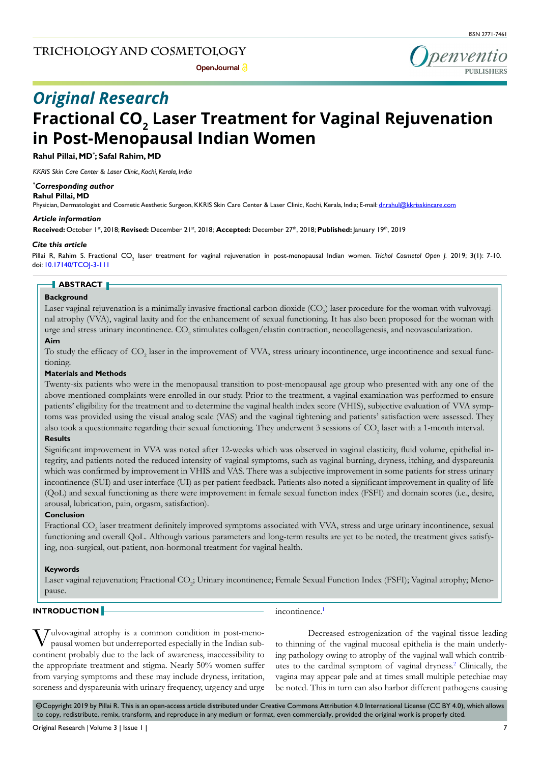# Original Research

# Fractional $CO_2$ Laser Treatment for Vaginal Rejuvenation in Post-Menopausal Indian Women

**Rahul Pillai, MD*; Safal Rahim, MD**

*KKRIS Skin Care Center & Laser Clinic, Kochi, Kerala, India*

***Corresponding author***

**Rahul Pillai, MD**

Physician, Dermatologist and Cosmetic Aesthetic Surgeon, KKRIS Skin Care Center & Laser Clinic, Kochi, Kerala, India; E-mail: dr.rahul@kkrisskincare.com

***Article information***

**Received:** October 1st, 2018; **Revised:** December 21st, 2018; **Accepted:** December 27th, 2018; **Published:** January 19th, 2019

***Cite this article***

Pillai R, Rahim S. Fractional $CO_2$ laser treatment for vaginal rejuvenation in post-menopausal Indian women. *Trichol Cosmetol Open J*. 2019; 3(1): 7-10. doi: 10.17140/TCOJ-3-111

## ABSTRACT

**Background**

Laser vaginal rejuvenation is a minimally invasive fractional carbon dioxide ($CO_2$) laser procedure for the woman with vulvovaginal atrophy (VVA), vaginal laxity and for the enhancement of sexual functioning. It has also been proposed for the woman with urge and stress urinary incontinence. $CO_2$ stimulates collagen/elastin contraction, neocollagenesis, and neovascularization.

**Aim**

To study the efficacy of $CO_2$ laser in the improvement of VVA, stress urinary incontinence, urge incontinence and sexual functioning.

**Materials and Methods**

Twenty-six patients who were in the menopausal transition to post-menopausal age group who presented with any one of the above-mentioned complaints were enrolled in our study. Prior to the treatment, a vaginal examination was performed to ensure patients' eligibility for the treatment and to determine the vaginal health index score (VHIS), subjective evaluation of VVA symptoms was provided using the visual analog scale (VAS) and the vaginal tightening and patients' satisfaction were assessed. They also took a questionnaire regarding their sexual functioning. They underwent 3 sessions of $CO_2$ laser with a 1-month interval.

**Results**

Significant improvement in VVA was noted after 12-weeks which was observed in vaginal elasticity, fluid volume, epithelial integrity, and patients noted the reduced intensity of vaginal symptoms, such as vaginal burning, dryness, itching, and dyspareunia which was confirmed by improvement in VHIS and VAS. There was a subjective improvement in some patients for stress urinary incontinence (SUI) and user interface (UI) as per patient feedback. Patients also noted a significant improvement in quality of life (QoL) and sexual functioning as there were improvement in female sexual function index (FSFI) and domain scores (i.e., desire, arousal, lubrication, pain, orgasm, satisfaction).

**Conclusion**

Fractional $CO_2$ laser treatment definitely improved symptoms associated with VVA, stress and urge urinary incontinence, sexual functioning and overall QoL. Although various parameters and long-term results are yet to be noted, the treatment gives satisfying, non-surgical, out-patient, non-hormonal treatment for vaginal health.

**Keywords**

Laser vaginal rejuvenation; Fractional $CO_2$; Urinary incontinence; Female Sexual Function Index (FSFI); Vaginal atrophy; Menopause.

## INTRODUCTION

Vulvovaginal atrophy is a common condition in post-menopausal women but underreported especially in the Indian subcontinent probably due to the lack of awareness, inaccessibility to the appropriate treatment and stigma. Nearly 50% women suffer from varying symptoms and these may include dryness, irritation, soreness and dyspareunia with urinary frequency, urgency and urge incontinence.[1]

Decreased estrogenization of the vaginal tissue leading to thinning of the vaginal mucosal epithelia is the main underlying pathology owing to atrophy of the vaginal wall which contributes to the cardinal symptom of vaginal dryness.[2] Clinically, the vagina may appear pale and at times small multiple petechiae may be noted. This in turn can also harbor different pathogens causing

©Copyright 2019 by Pillai R. This is an open-access article distributed under Creative Commons Attribution 4.0 International License (CC BY 4.0), which allows to copy, redistribute, remix, transform, and reproduce in any medium or format, even commercially, provided the original work is properly cited.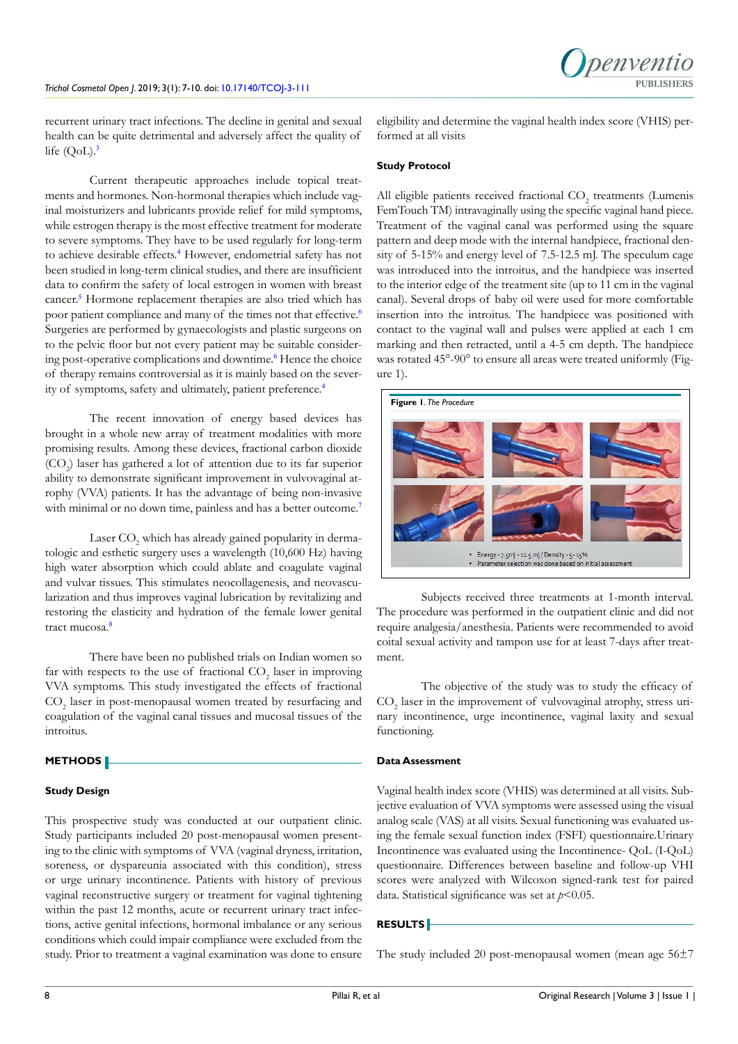recurrent urinary tract infections. The decline in genital and sexual health can be quite detrimental and adversely affect the quality of life (QoL).[3]

Current therapeutic approaches include topical treatments and hormones. Non-hormonal therapies which include vaginal moisturizers and lubricants provide relief for mild symptoms, while estrogen therapy is the most effective treatment for moderate to severe symptoms. They have to be used regularly for long-term to achieve desirable effects.[4] However, endometrial safety has not been studied in long-term clinical studies, and there are insufficient data to confirm the safety of local estrogen in women with breast cancer.[5] Hormone replacement therapies are also tried which has poor patient compliance and many of the times not that effective.[6] Surgeries are performed by gynaecologists and plastic surgeons on to the pelvic floor but not every patient may be suitable considering post-operative complications and downtime.[6] Hence the choice of therapy remains controversial as it is mainly based on the severity of symptoms, safety and ultimately, patient preference.[4]

The recent innovation of energy based devices has brought in a whole new array of treatment modalities with more promising results. Among these devices, fractional carbon dioxide ($CO_2$) laser has gathered a lot of attention due to its far superior ability to demonstrate significant improvement in vulvovaginal atrophy (VVA) patients. It has the advantage of being non-invasive with minimal or no down time, painless and has a better outcome.[7]

Laser $CO_2$ which has already gained popularity in dermatologic and esthetic surgery uses a wavelength (10,600 Hz) having high water absorption which could ablate and coagulate vaginal and vulvar tissues. This stimulates neocollagenesis, and neovascularization and thus improves vaginal lubrication by revitalizing and restoring the elasticity and hydration of the female lower genital tract mucosa.[8]

There have been no published trials on Indian women so far with respects to the use of fractional $CO_2$ laser in improving VVA symptoms. This study investigated the effects of fractional $CO_2$ laser in post-menopausal women treated by resurfacing and coagulation of the vaginal canal tissues and mucosal tissues of the introitus.

## METHODS

### Study Design

This prospective study was conducted at our outpatient clinic. Study participants included 20 post-menopausal women presenting to the clinic with symptoms of VVA (vaginal dryness, irritation, soreness, or dyspareunia associated with this condition), stress or urge urinary incontinence. Patients with history of previous vaginal reconstructive surgery or treatment for vaginal tightening within the past 12 months, acute or recurrent urinary tract infections, active genital infections, hormonal imbalance or any serious conditions which could impair compliance were excluded from the study. Prior to treatment a vaginal examination was done to ensure eligibility and determine the vaginal health index score (VHIS) performed at all visits

### Study Protocol

All eligible patients received fractional $CO_2$ treatments (Lumenis FemTouch TM) intravaginally using the specific vaginal hand piece. Treatment of the vaginal canal was performed using the square pattern and deep mode with the internal handpiece, fractional density of 5-15% and energy level of 7.5-12.5 mJ. The speculum cage was introduced into the introitus, and the handpiece was inserted to the interior edge of the treatment site (up to 11 cm in the vaginal canal). Several drops of baby oil were used for more comfortable insertion into the introitus. The handpiece was positioned with contact to the vaginal wall and pulses were applied at each 1 cm marking and then retracted, until a 4-5 cm depth. The handpiece was rotated 45°-90° to ensure all areas were treated uniformly (Figure 1).

**Figure 1.** *The Procedure*

- Energy - 7.5mJ - 12.5 mJ / Density - 5-15%
- Parameter selection was done based on initial assessment

Subjects received three treatments at 1-month interval. The procedure was performed in the outpatient clinic and did not require analgesia/anesthesia. Patients were recommended to avoid coital sexual activity and tampon use for at least 7-days after treatment.

The objective of the study was to study the efficacy of $CO_2$ laser in the improvement of vulvovaginal atrophy, stress urinary incontinence, urge incontinence, vaginal laxity and sexual functioning.

### Data Assessment

Vaginal health index score (VHIS) was determined at all visits. Subjective evaluation of VVA symptoms were assessed using the visual analog scale (VAS) at all visits. Sexual functioning was evaluated using the female sexual function index (FSFI) questionnaire.Urinary Incontinence was evaluated using the Incontinence- QoL (I-QoL) questionnaire. Differences between baseline and follow-up VHI scores were analyzed with Wilcoxon signed-rank test for paired data. Statistical significance was set at $p<0.05$.

## RESULTS

The study included 20 post-menopausal women (mean age 56±7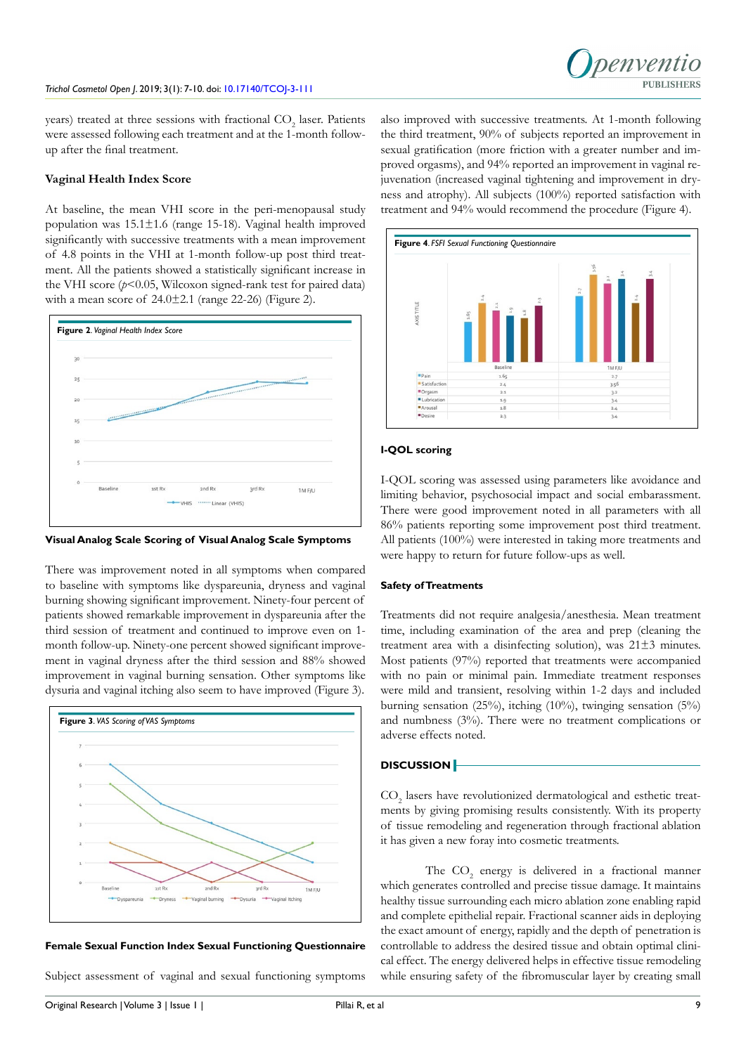years) treated at three sessions with fractional $CO_2$ laser. Patients were assessed following each treatment and at the 1-month follow-up after the final treatment.

### Vaginal Health Index Score

At baseline, the mean VHI score in the peri-menopausal study population was 15.1±1.6 (range 15-18). Vaginal health improved significantly with successive treatments with a mean improvement of 4.8 points in the VHI at 1-month follow-up post third treatment. All the patients showed a statistically significant increase in the VHI score ($p<0.05$, Wilcoxon signed-rank test for paired data) with a mean score of 24.0±2.1 (range 22-26) (Figure 2).

**Figure 2**. *Vaginal Health Index Score*

### Visual Analog Scale Scoring of Visual Analog Scale Symptoms

There was improvement noted in all symptoms when compared to baseline with symptoms like dyspareunia, dryness and vaginal burning showing significant improvement. Ninety-four percent of patients showed remarkable improvement in dyspareunia after the third session of treatment and continued to improve even on 1-month follow-up. Ninety-one percent showed significant improvement in vaginal dryness after the third session and 88% showed improvement in vaginal burning sensation. Other symptoms like dysuria and vaginal itching also seem to have improved (Figure 3).

**Figure 3**. *VAS Scoring of VAS Symptoms*

### Female Sexual Function Index Sexual Functioning Questionnaire

Subject assessment of vaginal and sexual functioning symptoms also improved with successive treatments. At 1-month following the third treatment, 90% of subjects reported an improvement in sexual gratification (more friction with a greater number and improved orgasms), and 94% reported an improvement in vaginal rejuvenation (increased vaginal tightening and improvement in dryness and atrophy). All subjects (100%) reported satisfaction with treatment and 94% would recommend the procedure (Figure 4).

**Figure 4**. *FSFI Sexual Functioning Questionnaire*

| | Baseline | 1M F/U |
|---|---|---|
| Pain | 1.65 | 2.7 |
| Satisfaction | 2.4 | 3.56 |
| Orgasm | 2.1 | 3.2 |
| Lubrication | 1.9 | 3.4 |
| Arousal | 1.8 | 2.4 |
| Desire | 2.3 | 3.4 |

### I-QOL scoring

I-QOL scoring was assessed using parameters like avoidance and limiting behavior, psychosocial impact and social embarassment. There were good improvement noted in all parameters with all 86% patients reporting some improvement post third treatment. All patients (100%) were interested in taking more treatments and were happy to return for future follow-ups as well.

### Safety of Treatments

Treatments did not require analgesia/anesthesia. Mean treatment time, including examination of the area and prep (cleaning the treatment area with a disinfecting solution), was 21±3 minutes. Most patients (97%) reported that treatments were accompanied with no pain or minimal pain. Immediate treatment responses were mild and transient, resolving within 1-2 days and included burning sensation (25%), itching (10%), twinging sensation (5%) and numbness (3%). There were no treatment complications or adverse effects noted.

## DISCUSSION

$CO_2$ lasers have revolutionized dermatological and esthetic treatments by giving promising results consistently. With its property of tissue remodeling and regeneration through fractional ablation it has given a new foray into cosmetic treatments.

The $CO_2$ energy is delivered in a fractional manner which generates controlled and precise tissue damage. It maintains healthy tissue surrounding each micro ablation zone enabling rapid and complete epithelial repair. Fractional scanner aids in deploying the exact amount of energy, rapidly and the depth of penetration is controllable to address the desired tissue and obtain optimal clinical effect. The energy delivered helps in effective tissue remodeling while ensuring safety of the fibromuscular layer by creating small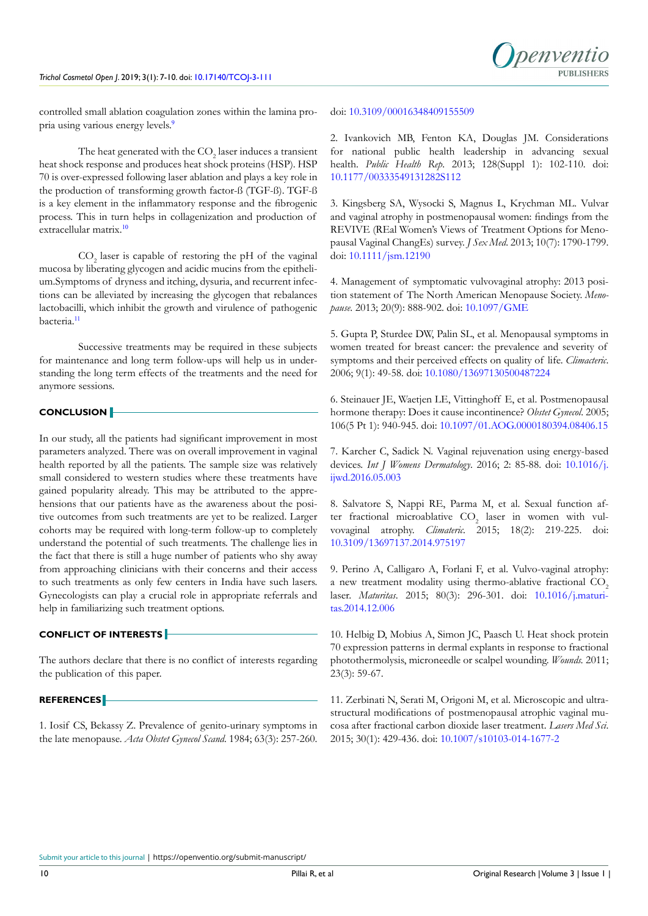controlled small ablation coagulation zones within the lamina propria using various energy levels.[9]

The heat generated with the $CO_2$ laser induces a transient heat shock response and produces heat shock proteins (HSP). HSP 70 is over-expressed following laser ablation and plays a key role in the production of transforming growth factor-ß (TGF-ß). TGF-ß is a key element in the inflammatory response and the fibrogenic process. This in turn helps in collagenization and production of extracellular matrix.[10]

$CO_2$ laser is capable of restoring the pH of the vaginal mucosa by liberating glycogen and acidic mucins from the epithelium.Symptoms of dryness and itching, dysuria, and recurrent infections can be alleviated by increasing the glycogen that rebalances lactobacilli, which inhibit the growth and virulence of pathogenic bacteria.[11]

Successive treatments may be required in these subjects for maintenance and long term follow-ups will help us in understanding the long term effects of the treatments and the need for anymore sessions.

## CONCLUSION

In our study, all the patients had significant improvement in most parameters analyzed. There was on overall improvement in vaginal health reported by all the patients. The sample size was relatively small considered to western studies where these treatments have gained popularity already. This may be attributed to the apprehensions that our patients have as the awareness about the positive outcomes from such treatments are yet to be realized. Larger cohorts may be required with long-term follow-up to completely understand the potential of such treatments. The challenge lies in the fact that there is still a huge number of patients who shy away from approaching clinicians with their concerns and their access to such treatments as only few centers in India have such lasers. Gynecologists can play a crucial role in appropriate referrals and help in familiarizing such treatment options.

## CONFLICT OF INTERESTS

The authors declare that there is no conflict of interests regarding the publication of this paper.

## REFERENCES

1. Iosif CS, Bekassy Z. Prevalence of genito-urinary symptoms in the late menopause. *Acta Obstet Gynecol Scand*. 1984; 63(3): 257-260. doi: 10.3109/00016348409155509

2. Ivankovich MB, Fenton KA, Douglas JM. Considerations for national public health leadership in advancing sexual health. *Public Health Rep*. 2013; 128(Suppl 1): 102-110. doi: 10.1177/00333549131282S112

3. Kingsberg SA, Wysocki S, Magnus L, Krychman ML. Vulvar and vaginal atrophy in postmenopausal women: findings from the REVIVE (REal Women's Views of Treatment Options for Menopausal Vaginal ChangEs) survey. *J Sex Med*. 2013; 10(7): 1790-1799. doi: 10.1111/jsm.12190

4. Management of symptomatic vulvovaginal atrophy: 2013 position statement of The North American Menopause Society. *Menopause*. 2013; 20(9): 888-902. doi: 10.1097/GME

5. Gupta P, Sturdee DW, Palin SL, et al. Menopausal symptoms in women treated for breast cancer: the prevalence and severity of symptoms and their perceived effects on quality of life. *Climacteric*. 2006; 9(1): 49-58. doi: 10.1080/13697130500487224

6. Steinauer JE, Waetjen LE, Vittinghoff E, et al. Postmenopausal hormone therapy: Does it cause incontinence? *Obstet Gynecol*. 2005; 106(5 Pt 1): 940-945. doi: 10.1097/01.AOG.0000180394.08406.15

7. Karcher C, Sadick N. Vaginal rejuvenation using energy-based devices. *Int J Womens Dermatology*. 2016; 2: 85-88. doi: 10.1016/j.ijwd.2016.05.003

8. Salvatore S, Nappi RE, Parma M, et al. Sexual function after fractional microablative $CO_2$ laser in women with vulvovaginal atrophy. *Climacteric*. 2015; 18(2): 219-225. doi: 10.3109/13697137.2014.975197

9. Perino A, Calligaro A, Forlani F, et al. Vulvo-vaginal atrophy: a new treatment modality using thermo-ablative fractional $CO_2$ laser. *Maturitas*. 2015; 80(3): 296-301. doi: 10.1016/j.maturitas.2014.12.006

10. Helbig D, Mobius A, Simon JC, Paasch U. Heat shock protein 70 expression patterns in dermal explants in response to fractional photothermolysis, microneedle or scalpel wounding. *Wounds*. 2011; 23(3): 59-67.

11. Zerbinati N, Serati M, Origoni M, et al. Microscopic and ultrastructural modifications of postmenopausal atrophic vaginal mucosa after fractional carbon dioxide laser treatment. *Lasers Med Sci*. 2015; 30(1): 429-436. doi: 10.1007/s10103-014-1677-2